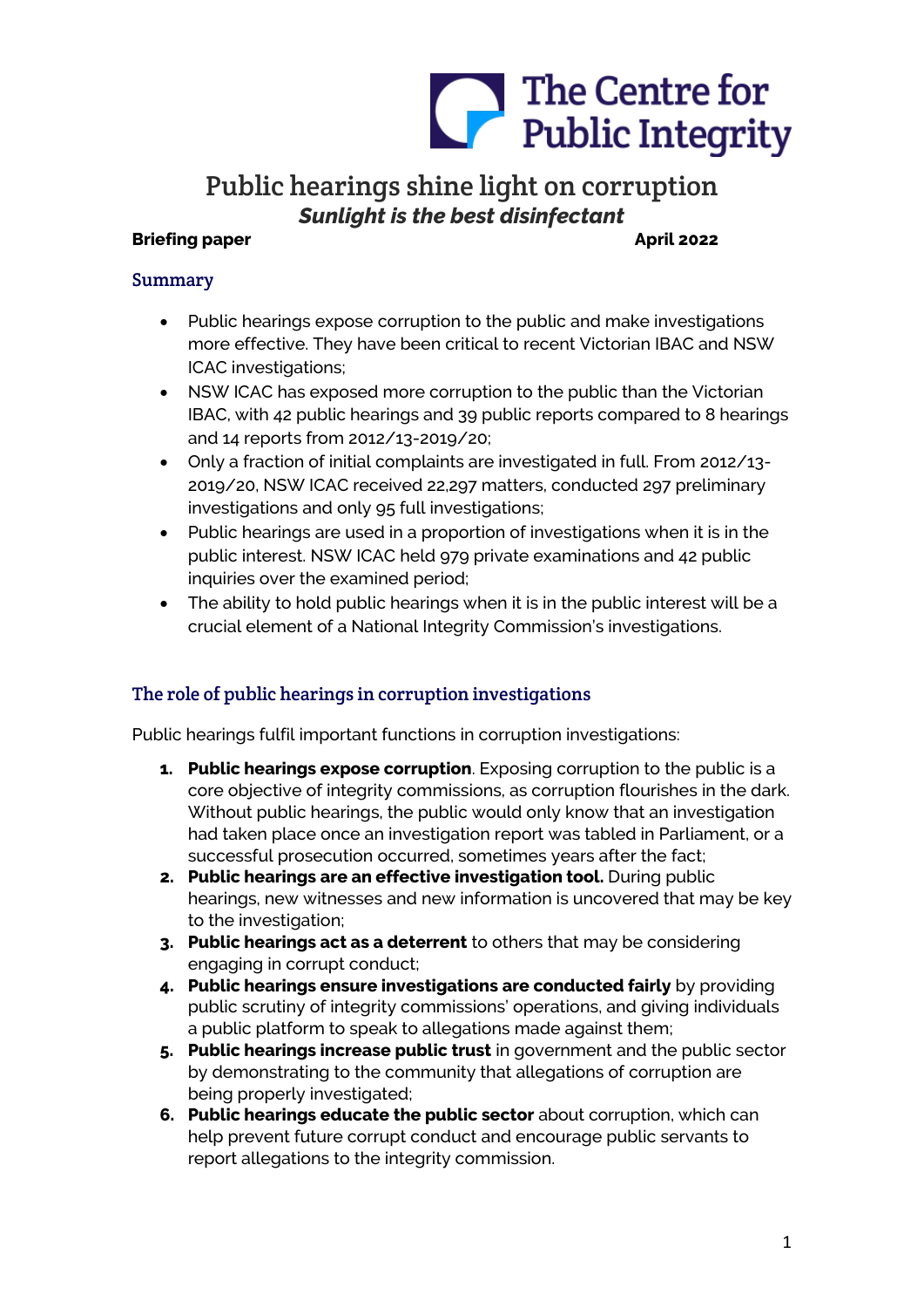The Centre for Public Integrity

# Public hearings shine light on corruption

***Sunlight is the best disinfectant***

**Briefing paper** **April 2022**

## Summary

- Public hearings expose corruption to the public and make investigations more effective. They have been critical to recent Victorian IBAC and NSW ICAC investigations;
- NSW ICAC has exposed more corruption to the public than the Victorian IBAC, with 42 public hearings and 39 public reports compared to 8 hearings and 14 reports from 2012/13-2019/20;
- Only a fraction of initial complaints are investigated in full. From 2012/13-2019/20, NSW ICAC received 22,297 matters, conducted 297 preliminary investigations and only 95 full investigations;
- Public hearings are used in a proportion of investigations when it is in the public interest. NSW ICAC held 979 private examinations and 42 public inquiries over the examined period;
- The ability to hold public hearings when it is in the public interest will be a crucial element of a National Integrity Commission's investigations.

## The role of public hearings in corruption investigations

Public hearings fulfil important functions in corruption investigations:

1. **Public hearings expose corruption**. Exposing corruption to the public is a core objective of integrity commissions, as corruption flourishes in the dark. Without public hearings, the public would only know that an investigation had taken place once an investigation report was tabled in Parliament, or a successful prosecution occurred, sometimes years after the fact;
2. **Public hearings are an effective investigation tool.** During public hearings, new witnesses and new information is uncovered that may be key to the investigation;
3. **Public hearings act as a deterrent** to others that may be considering engaging in corrupt conduct;
4. **Public hearings ensure investigations are conducted fairly** by providing public scrutiny of integrity commissions' operations, and giving individuals a public platform to speak to allegations made against them;
5. **Public hearings increase public trust** in government and the public sector by demonstrating to the community that allegations of corruption are being properly investigated;
6. **Public hearings educate the public sector** about corruption, which can help prevent future corrupt conduct and encourage public servants to report allegations to the integrity commission.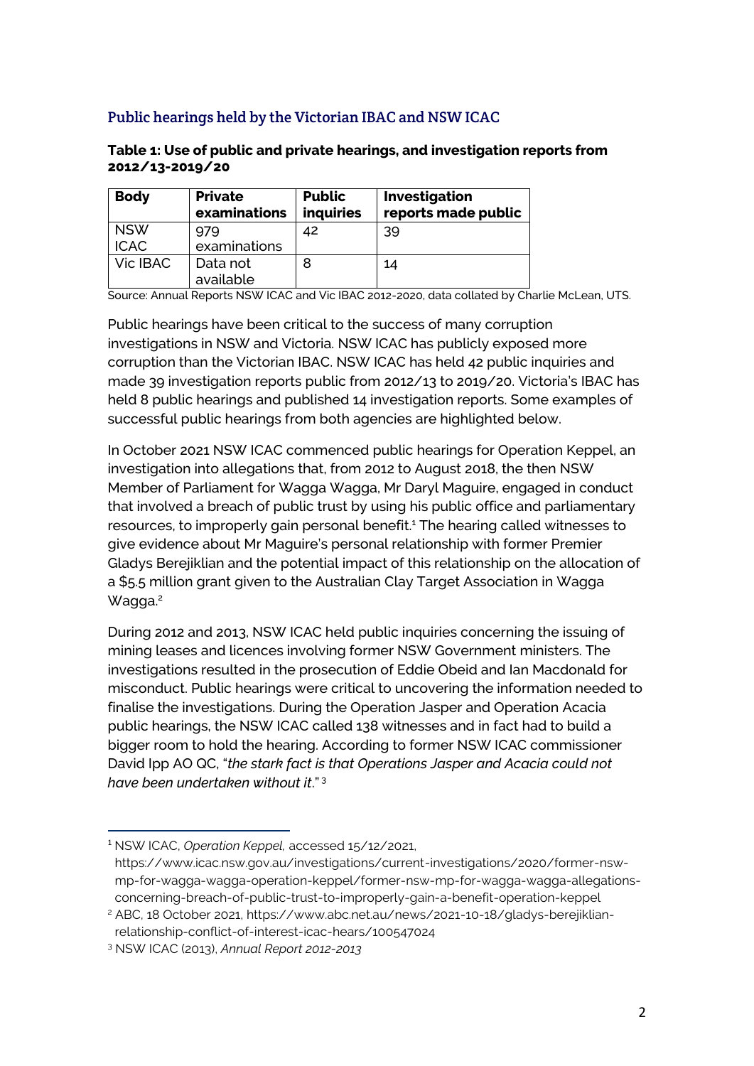## Public hearings held by the Victorian IBAC and NSW ICAC

**Table 1: Use of public and private hearings, and investigation reports from 2012/13-2019/20**

| Body | Private examinations | Public inquiries | Investigation reports made public |
|---|---|---|---|
| NSW ICAC | 979 examinations | 42 | 39 |
| Vic IBAC | Data not available | 8 | 14 |

Source: Annual Reports NSW ICAC and Vic IBAC 2012-2020, data collated by Charlie McLean, UTS.

Public hearings have been critical to the success of many corruption investigations in NSW and Victoria. NSW ICAC has publicly exposed more corruption than the Victorian IBAC. NSW ICAC has held 42 public inquiries and made 39 investigation reports public from 2012/13 to 2019/20. Victoria's IBAC has held 8 public hearings and published 14 investigation reports. Some examples of successful public hearings from both agencies are highlighted below.

In October 2021 NSW ICAC commenced public hearings for Operation Keppel, an investigation into allegations that, from 2012 to August 2018, the then NSW Member of Parliament for Wagga Wagga, Mr Daryl Maguire, engaged in conduct that involved a breach of public trust by using his public office and parliamentary resources, to improperly gain personal benefit.[1] The hearing called witnesses to give evidence about Mr Maguire's personal relationship with former Premier Gladys Berejiklian and the potential impact of this relationship on the allocation of a $5.5 million grant given to the Australian Clay Target Association in Wagga Wagga.[2]

During 2012 and 2013, NSW ICAC held public inquiries concerning the issuing of mining leases and licences involving former NSW Government ministers. The investigations resulted in the prosecution of Eddie Obeid and Ian Macdonald for misconduct. Public hearings were critical to uncovering the information needed to finalise the investigations. During the Operation Jasper and Operation Acacia public hearings, the NSW ICAC called 138 witnesses and in fact had to build a bigger room to hold the hearing. According to former NSW ICAC commissioner David Ipp AO QC, "*the stark fact is that Operations Jasper and Acacia could not have been undertaken without it*."[3]

---

[1] NSW ICAC, *Operation Keppel,* accessed 15/12/2021, https://www.icac.nsw.gov.au/investigations/current-investigations/2020/former-nsw-mp-for-wagga-wagga-operation-keppel/former-nsw-mp-for-wagga-wagga-allegations-concerning-breach-of-public-trust-to-improperly-gain-a-benefit-operation-keppel

[2] ABC, 18 October 2021, https://www.abc.net.au/news/2021-10-18/gladys-berejiklian-relationship-conflict-of-interest-icac-hears/100547024

[3] NSW ICAC (2013), *Annual Report 2012-2013*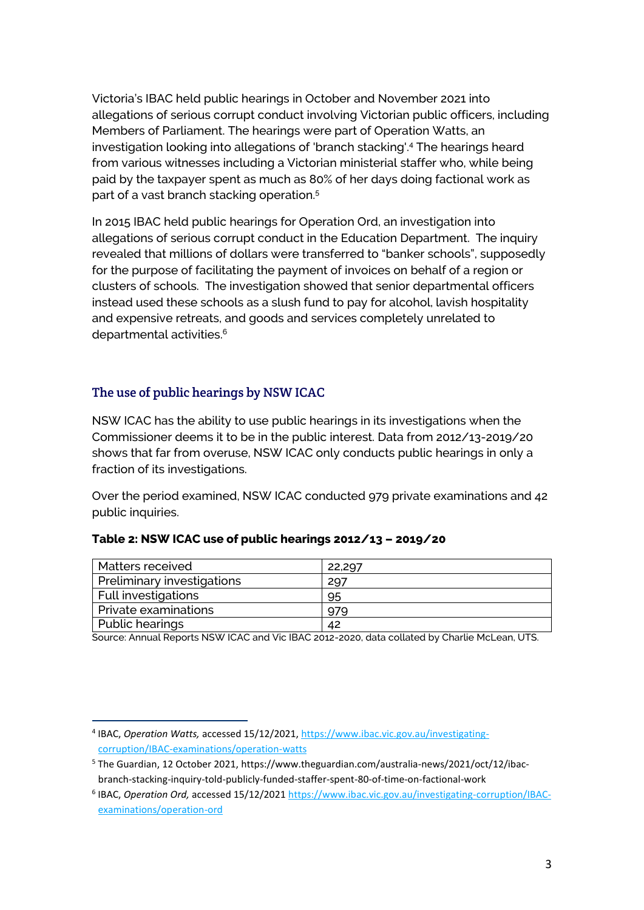Victoria's IBAC held public hearings in October and November 2021 into allegations of serious corrupt conduct involving Victorian public officers, including Members of Parliament. The hearings were part of Operation Watts, an investigation looking into allegations of 'branch stacking'.[4] The hearings heard from various witnesses including a Victorian ministerial staffer who, while being paid by the taxpayer spent as much as 80% of her days doing factional work as part of a vast branch stacking operation.[5]

In 2015 IBAC held public hearings for Operation Ord, an investigation into allegations of serious corrupt conduct in the Education Department. The inquiry revealed that millions of dollars were transferred to "banker schools", supposedly for the purpose of facilitating the payment of invoices on behalf of a region or clusters of schools. The investigation showed that senior departmental officers instead used these schools as a slush fund to pay for alcohol, lavish hospitality and expensive retreats, and goods and services completely unrelated to departmental activities.[6]

## The use of public hearings by NSW ICAC

NSW ICAC has the ability to use public hearings in its investigations when the Commissioner deems it to be in the public interest. Data from 2012/13-2019/20 shows that far from overuse, NSW ICAC only conducts public hearings in only a fraction of its investigations.

Over the period examined, NSW ICAC conducted 979 private examinations and 42 public inquiries.

**Table 2: NSW ICAC use of public hearings 2012/13 – 2019/20**

| | |
|---|---|
| Matters received | 22,297 |
| Preliminary investigations | 297 |
| Full investigations | 95 |
| Private examinations | 979 |
| Public hearings | 42 |

Source: Annual Reports NSW ICAC and Vic IBAC 2012-2020, data collated by Charlie McLean, UTS.

---

[4] IBAC, *Operation Watts,* accessed 15/12/2021, https://www.ibac.vic.gov.au/investigating-corruption/IBAC-examinations/operation-watts

[5] The Guardian, 12 October 2021, https://www.theguardian.com/australia-news/2021/oct/12/ibac-branch-stacking-inquiry-told-publicly-funded-staffer-spent-80-of-time-on-factional-work

[6] IBAC, *Operation Ord,* accessed 15/12/2021 https://www.ibac.vic.gov.au/investigating-corruption/IBAC-examinations/operation-ord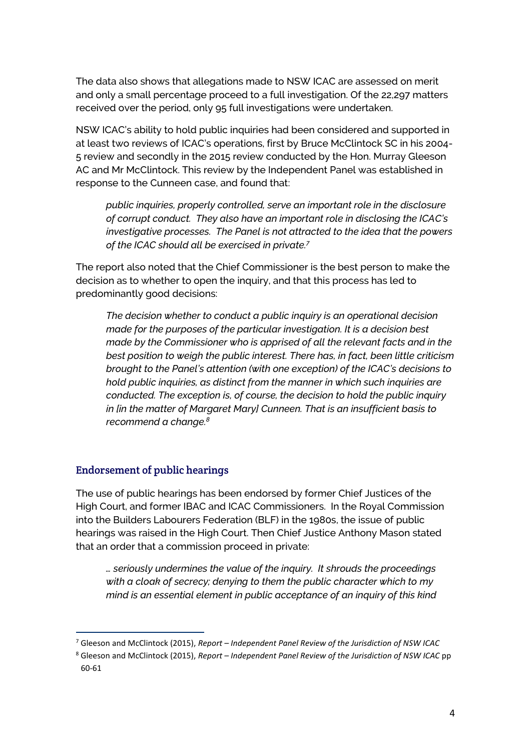The data also shows that allegations made to NSW ICAC are assessed on merit and only a small percentage proceed to a full investigation. Of the 22,297 matters received over the period, only 95 full investigations were undertaken.

NSW ICAC's ability to hold public inquiries had been considered and supported in at least two reviews of ICAC's operations, first by Bruce McClintock SC in his 2004-5 review and secondly in the 2015 review conducted by the Hon. Murray Gleeson AC and Mr McClintock. This review by the Independent Panel was established in response to the Cunneen case, and found that:

> *public inquiries, properly controlled, serve an important role in the disclosure of corrupt conduct. They also have an important role in disclosing the ICAC's investigative processes. The Panel is not attracted to the idea that the powers of the ICAC should all be exercised in private.*[7]

The report also noted that the Chief Commissioner is the best person to make the decision as to whether to open the inquiry, and that this process has led to predominantly good decisions:

> *The decision whether to conduct a public inquiry is an operational decision made for the purposes of the particular investigation. It is a decision best made by the Commissioner who is apprised of all the relevant facts and in the best position to weigh the public interest. There has, in fact, been little criticism brought to the Panel's attention (with one exception) of the ICAC's decisions to hold public inquiries, as distinct from the manner in which such inquiries are conducted. The exception is, of course, the decision to hold the public inquiry in [in the matter of Margaret Mary] Cunneen. That is an insufficient basis to recommend a change.*[8]

## Endorsement of public hearings

The use of public hearings has been endorsed by former Chief Justices of the High Court, and former IBAC and ICAC Commissioners. In the Royal Commission into the Builders Labourers Federation (BLF) in the 1980s, the issue of public hearings was raised in the High Court. Then Chief Justice Anthony Mason stated that an order that a commission proceed in private:

> *… seriously undermines the value of the inquiry. It shrouds the proceedings with a cloak of secrecy; denying to them the public character which to my mind is an essential element in public acceptance of an inquiry of this kind*

---

[7] Gleeson and McClintock (2015), *Report – Independent Panel Review of the Jurisdiction of NSW ICAC*

[8] Gleeson and McClintock (2015), *Report – Independent Panel Review of the Jurisdiction of NSW ICAC* pp 60-61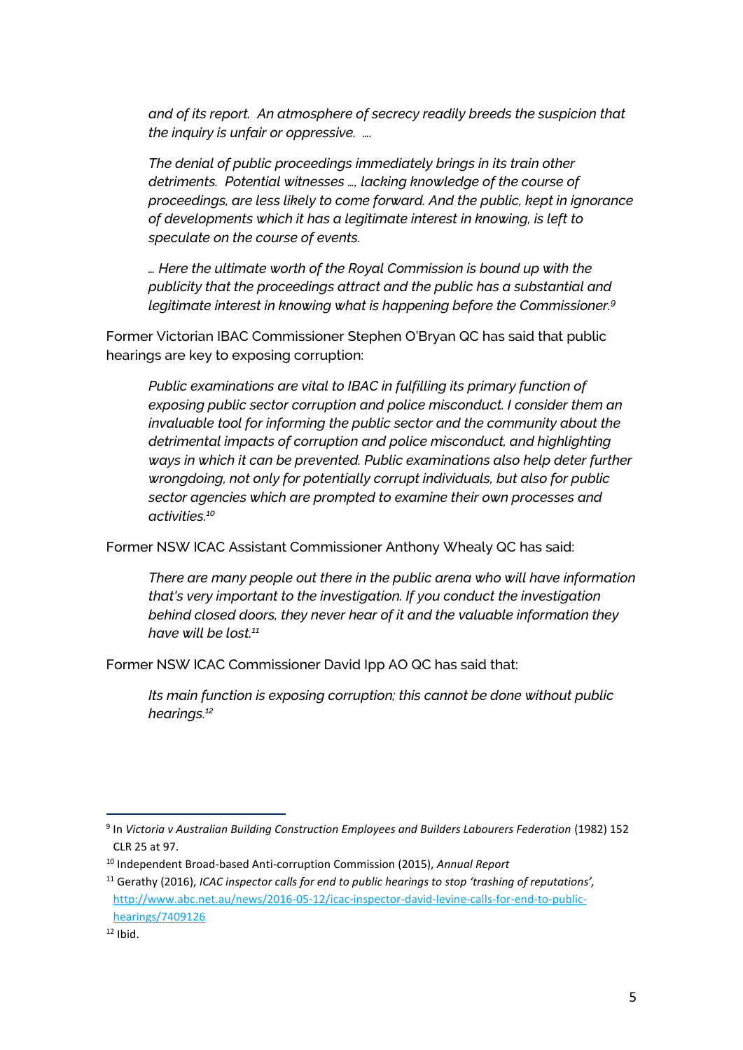> *and of its report. An atmosphere of secrecy readily breeds the suspicion that the inquiry is unfair or oppressive. ….*
>
> *The denial of public proceedings immediately brings in its train other detriments. Potential witnesses …, lacking knowledge of the course of proceedings, are less likely to come forward. And the public, kept in ignorance of developments which it has a legitimate interest in knowing, is left to speculate on the course of events.*
>
> *… Here the ultimate worth of the Royal Commission is bound up with the publicity that the proceedings attract and the public has a substantial and legitimate interest in knowing what is happening before the Commissioner.*[9]

Former Victorian IBAC Commissioner Stephen O'Bryan QC has said that public hearings are key to exposing corruption:

> *Public examinations are vital to IBAC in fulfilling its primary function of exposing public sector corruption and police misconduct. I consider them an invaluable tool for informing the public sector and the community about the detrimental impacts of corruption and police misconduct, and highlighting ways in which it can be prevented. Public examinations also help deter further wrongdoing, not only for potentially corrupt individuals, but also for public sector agencies which are prompted to examine their own processes and activities.*[10]

Former NSW ICAC Assistant Commissioner Anthony Whealy QC has said:

> *There are many people out there in the public arena who will have information that's very important to the investigation. If you conduct the investigation behind closed doors, they never hear of it and the valuable information they have will be lost.*[11]

Former NSW ICAC Commissioner David Ipp AO QC has said that:

> *Its main function is exposing corruption; this cannot be done without public hearings.*[12]

---

[9] In *Victoria v Australian Building Construction Employees and Builders Labourers Federation* (1982) 152 CLR 25 at 97.

[10] Independent Broad-based Anti-corruption Commission (2015), *Annual Report*

[11] Gerathy (2016), *ICAC inspector calls for end to public hearings to stop 'trashing of reputations'*, http://www.abc.net.au/news/2016-05-12/icac-inspector-david-levine-calls-for-end-to-public-hearings/7409126

[12] Ibid.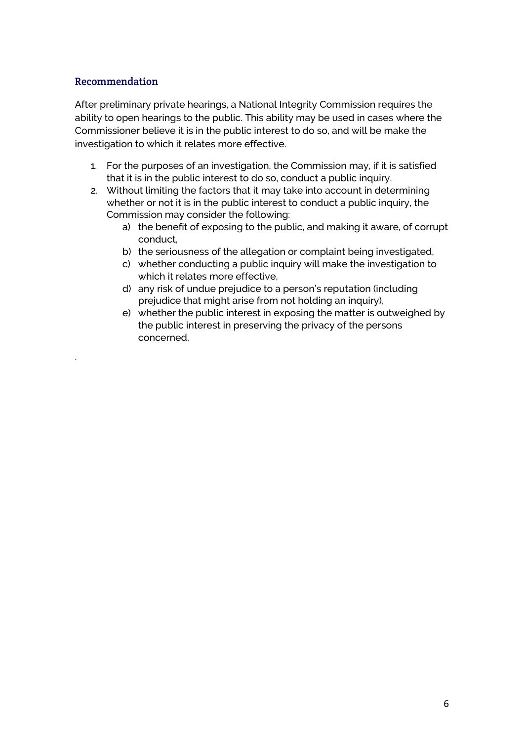### Recommendation

After preliminary private hearings, a National Integrity Commission requires the ability to open hearings to the public. This ability may be used in cases where the Commissioner believe it is in the public interest to do so, and will be make the investigation to which it relates more effective.

1. For the purposes of an investigation, the Commission may, if it is satisfied that it is in the public interest to do so, conduct a public inquiry.
2. Without limiting the factors that it may take into account in determining whether or not it is in the public interest to conduct a public inquiry, the Commission may consider the following:
   a) the benefit of exposing to the public, and making it aware, of corrupt conduct,
   b) the seriousness of the allegation or complaint being investigated,
   c) whether conducting a public inquiry will make the investigation to which it relates more effective,
   d) any risk of undue prejudice to a person's reputation (including prejudice that might arise from not holding an inquiry),
   e) whether the public interest in exposing the matter is outweighed by the public interest in preserving the privacy of the persons concerned.

.